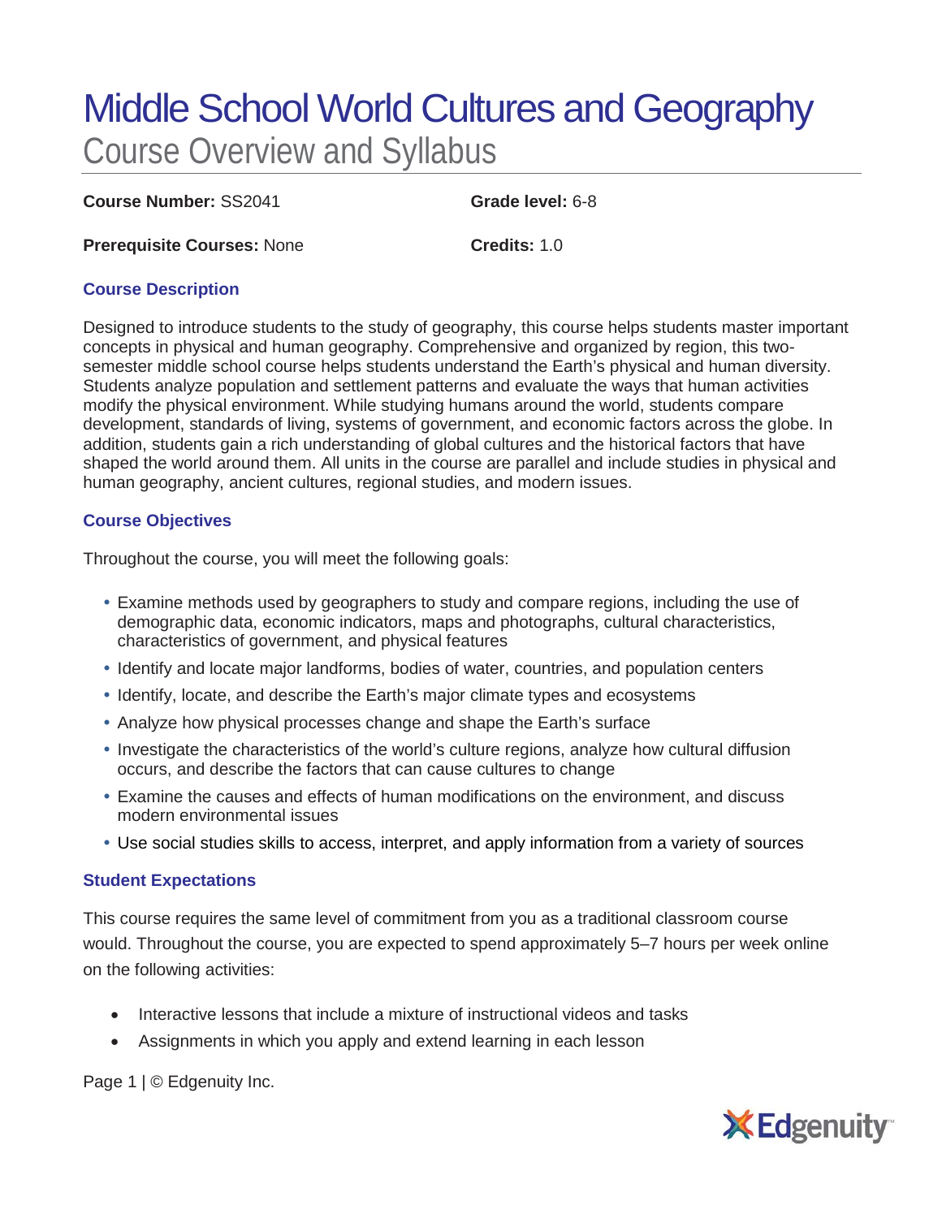# Middle School World Cultures and Geography

## Course Overview and Syllabus

**Course Number:** SS2041

**Grade level:** 6-8

**Prerequisite Courses:** None

**Credits:** 1.0

### Course Description

Designed to introduce students to the study of geography, this course helps students master important concepts in physical and human geography. Comprehensive and organized by region, this two-semester middle school course helps students understand the Earth's physical and human diversity. Students analyze population and settlement patterns and evaluate the ways that human activities modify the physical environment. While studying humans around the world, students compare development, standards of living, systems of government, and economic factors across the globe. In addition, students gain a rich understanding of global cultures and the historical factors that have shaped the world around them. All units in the course are parallel and include studies in physical and human geography, ancient cultures, regional studies, and modern issues.

### Course Objectives

Throughout the course, you will meet the following goals:

- Examine methods used by geographers to study and compare regions, including the use of demographic data, economic indicators, maps and photographs, cultural characteristics, characteristics of government, and physical features
- Identify and locate major landforms, bodies of water, countries, and population centers
- Identify, locate, and describe the Earth's major climate types and ecosystems
- Analyze how physical processes change and shape the Earth's surface
- Investigate the characteristics of the world's culture regions, analyze how cultural diffusion occurs, and describe the factors that can cause cultures to change
- Examine the causes and effects of human modifications on the environment, and discuss modern environmental issues
- Use social studies skills to access, interpret, and apply information from a variety of sources

### Student Expectations

This course requires the same level of commitment from you as a traditional classroom course would. Throughout the course, you are expected to spend approximately 5–7 hours per week online on the following activities:

- Interactive lessons that include a mixture of instructional videos and tasks
- Assignments in which you apply and extend learning in each lesson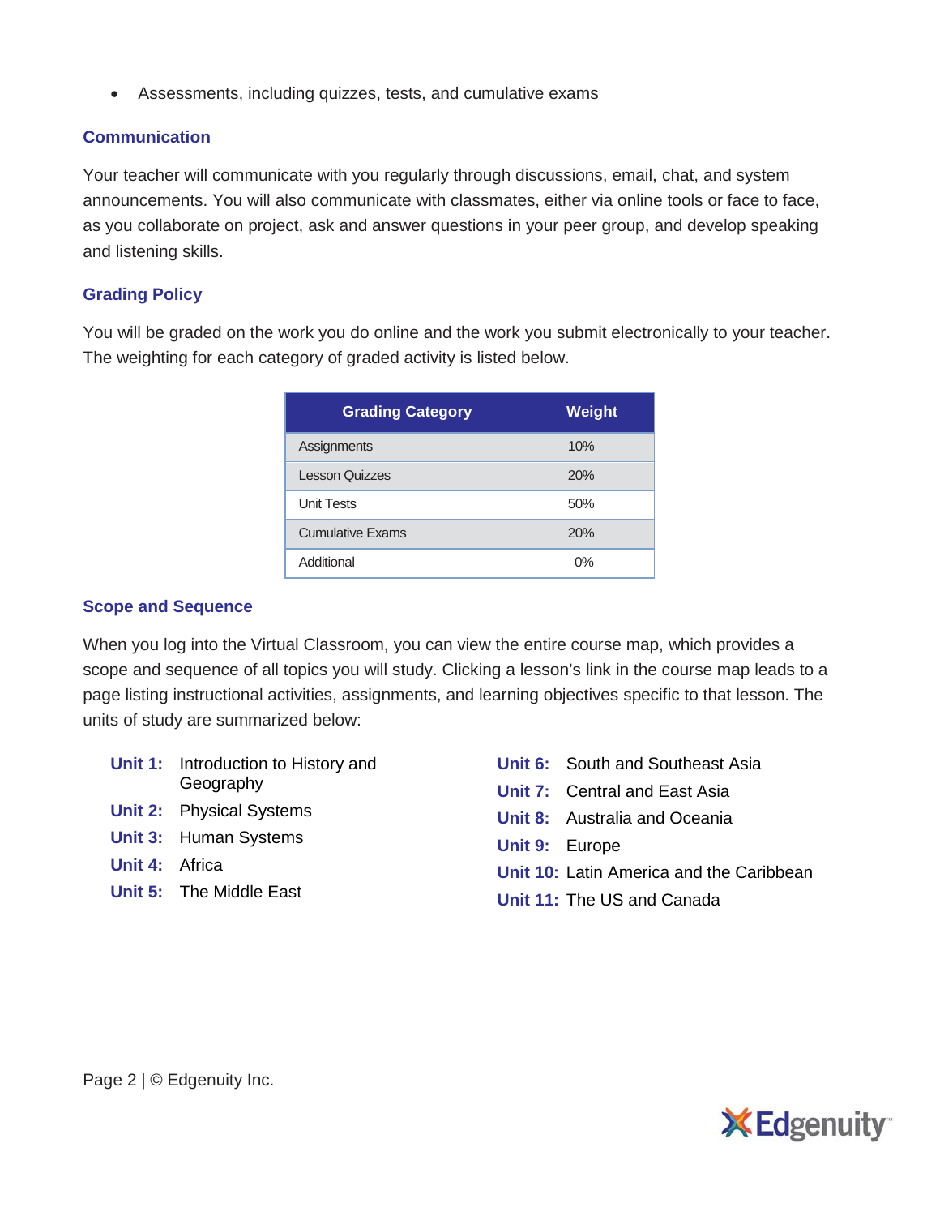- Assessments, including quizzes, tests, and cumulative exams

### Communication

Your teacher will communicate with you regularly through discussions, email, chat, and system announcements. You will also communicate with classmates, either via online tools or face to face, as you collaborate on project, ask and answer questions in your peer group, and develop speaking and listening skills.

### Grading Policy

You will be graded on the work you do online and the work you submit electronically to your teacher. The weighting for each category of graded activity is listed below.

| Grading Category | Weight |
| --- | --- |
| Assignments | 10% |
| Lesson Quizzes | 20% |
| Unit Tests | 50% |
| Cumulative Exams | 20% |
| Additional | 0% |

### Scope and Sequence

When you log into the Virtual Classroom, you can view the entire course map, which provides a scope and sequence of all topics you will study. Clicking a lesson's link in the course map leads to a page listing instructional activities, assignments, and learning objectives specific to that lesson. The units of study are summarized below:

- **Unit 1:** Introduction to History and Geography
- **Unit 2:** Physical Systems
- **Unit 3:** Human Systems
- **Unit 4:** Africa
- **Unit 5:** The Middle East
- **Unit 6:** South and Southeast Asia
- **Unit 7:** Central and East Asia
- **Unit 8:** Australia and Oceania
- **Unit 9:** Europe
- **Unit 10:** Latin America and the Caribbean
- **Unit 11:** The US and Canada